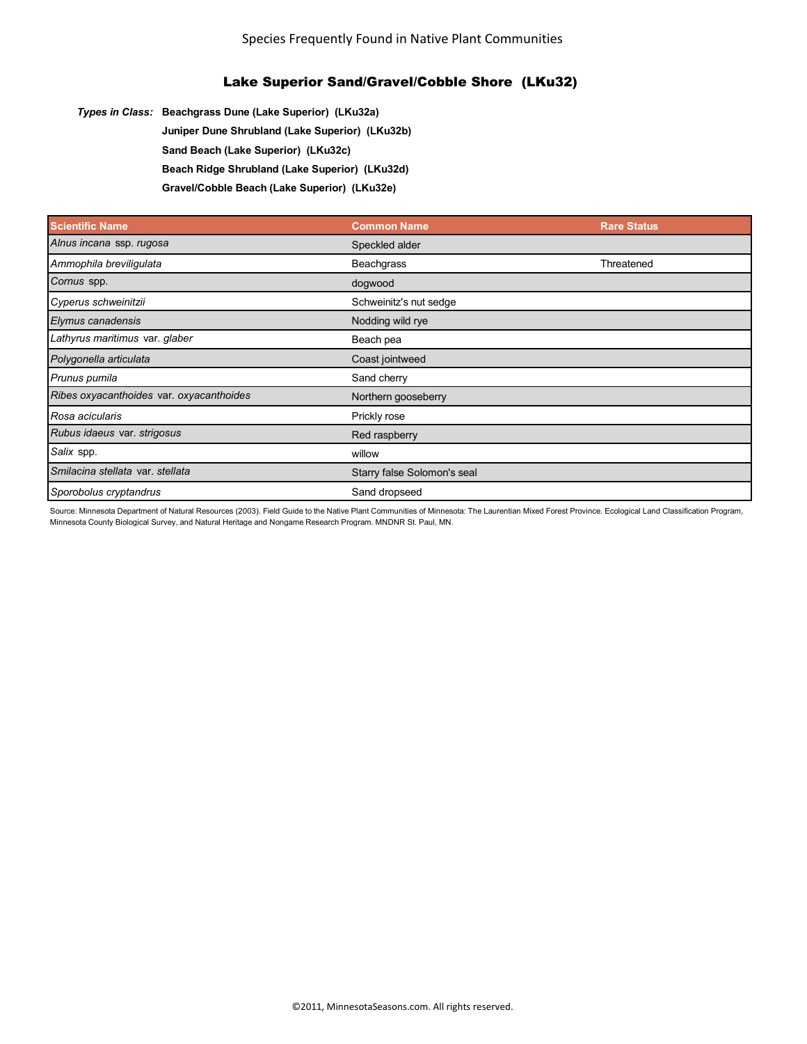Species Frequently Found in Native Plant Communities

# Lake Superior Sand/Gravel/Cobble Shore (LKu32)

***Types in Class:*** **Beachgrass Dune (Lake Superior) (LKu32a)**
**Juniper Dune Shrubland (Lake Superior) (LKu32b)**
**Sand Beach (Lake Superior) (LKu32c)**
**Beach Ridge Shrubland (Lake Superior) (LKu32d)**
**Gravel/Cobble Beach (Lake Superior) (LKu32e)**

| Scientific Name | Common Name | Rare Status |
|---|---|---|
| *Alnus incana* ssp. *rugosa* | Speckled alder | |
| *Ammophila breviligulata* | Beachgrass | Threatened |
| *Cornus* spp. | dogwood | |
| *Cyperus schweinitzii* | Schweinitz's nut sedge | |
| *Elymus canadensis* | Nodding wild rye | |
| *Lathyrus maritimus* var. *glaber* | Beach pea | |
| *Polygonella articulata* | Coast jointweed | |
| *Prunus pumila* | Sand cherry | |
| *Ribes oxyacanthoides* var. *oxyacanthoides* | Northern gooseberry | |
| *Rosa acicularis* | Prickly rose | |
| *Rubus idaeus* var. *strigosus* | Red raspberry | |
| *Salix* spp. | willow | |
| *Smilacina stellata* var. *stellata* | Starry false Solomon's seal | |
| *Sporobolus cryptandrus* | Sand dropseed | |

Source: Minnesota Department of Natural Resources (2003). Field Guide to the Native Plant Communities of Minnesota: The Laurentian Mixed Forest Province. Ecological Land Classification Program, Minnesota County Biological Survey, and Natural Heritage and Nongame Research Program. MNDNR St. Paul, MN.

©2011, MinnesotaSeasons.com. All rights reserved.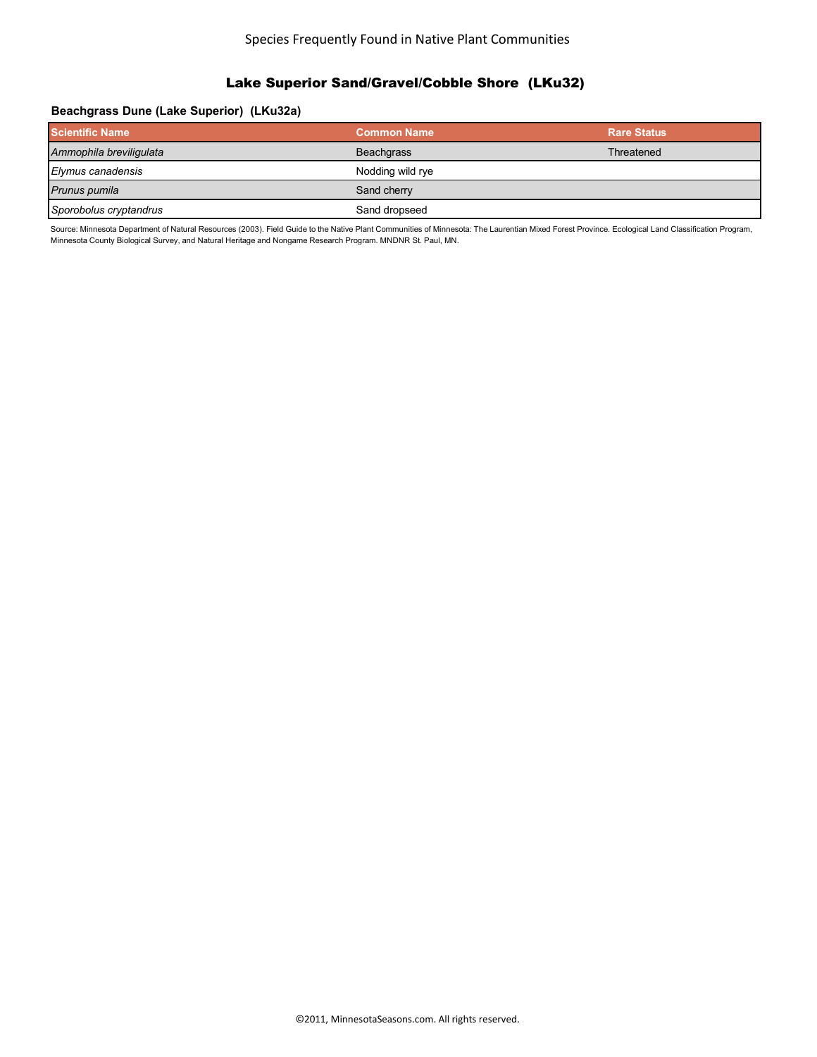## Lake Superior Sand/Gravel/Cobble Shore (LKu32)

### Beachgrass Dune (Lake Superior) (LKu32a)

| Scientific Name | Common Name | Rare Status |
|---|---|---|
| *Ammophila breviligulata* | Beachgrass | Threatened |
| *Elymus canadensis* | Nodding wild rye | |
| *Prunus pumila* | Sand cherry | |
| *Sporobolus cryptandrus* | Sand dropseed | |

Source: Minnesota Department of Natural Resources (2003). Field Guide to the Native Plant Communities of Minnesota: The Laurentian Mixed Forest Province. Ecological Land Classification Program, Minnesota County Biological Survey, and Natural Heritage and Nongame Research Program. MNDNR St. Paul, MN.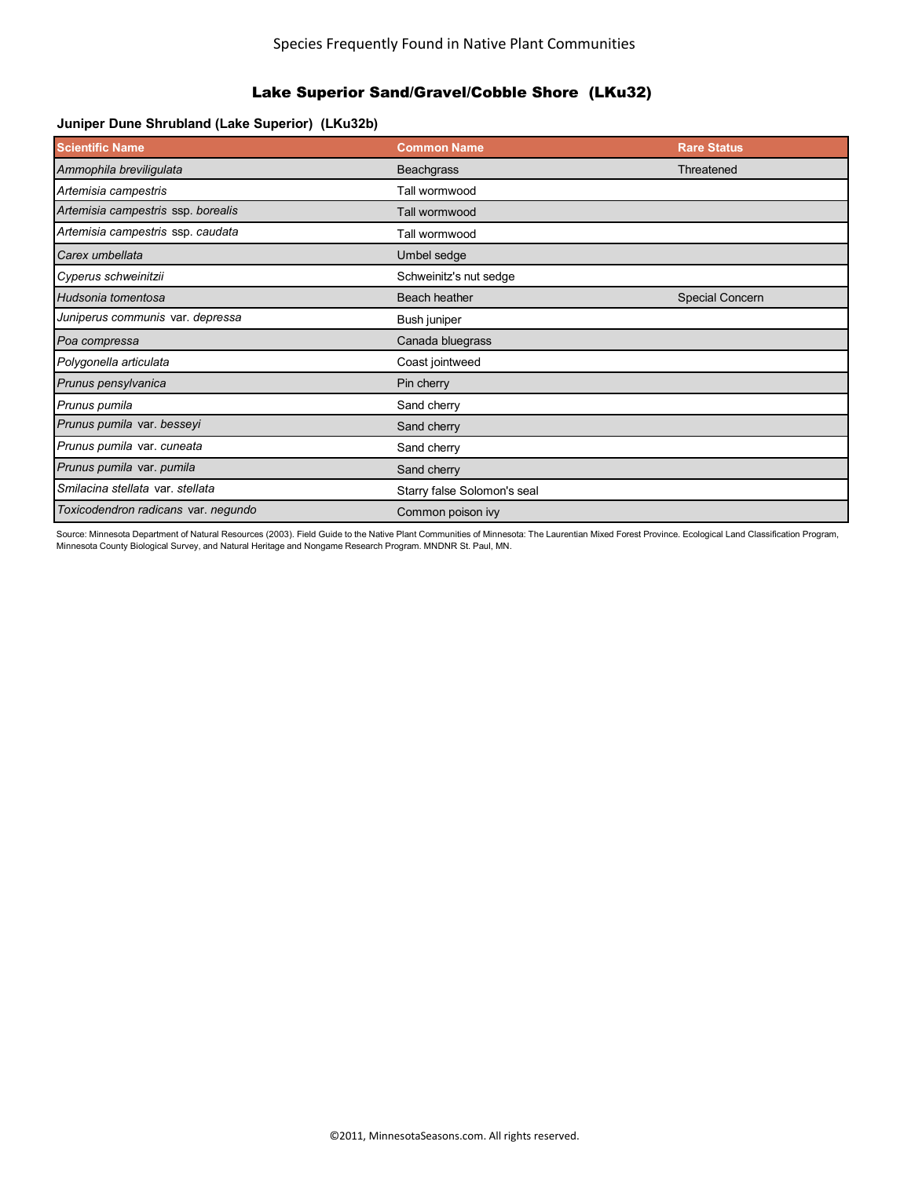Species Frequently Found in Native Plant Communities

# Lake Superior Sand/Gravel/Cobble Shore (LKu32)

### Juniper Dune Shrubland (Lake Superior) (LKu32b)

| Scientific Name | Common Name | Rare Status |
|---|---|---|
| *Ammophila breviligulata* | Beachgrass | Threatened |
| *Artemisia campestris* | Tall wormwood | |
| *Artemisia campestris* ssp. *borealis* | Tall wormwood | |
| *Artemisia campestris* ssp. *caudata* | Tall wormwood | |
| *Carex umbellata* | Umbel sedge | |
| *Cyperus schweinitzii* | Schweinitz's nut sedge | |
| *Hudsonia tomentosa* | Beach heather | Special Concern |
| *Juniperus communis* var. *depressa* | Bush juniper | |
| *Poa compressa* | Canada bluegrass | |
| *Polygonella articulata* | Coast jointweed | |
| *Prunus pensylvanica* | Pin cherry | |
| *Prunus pumila* | Sand cherry | |
| *Prunus pumila* var. *besseyi* | Sand cherry | |
| *Prunus pumila* var. *cuneata* | Sand cherry | |
| *Prunus pumila* var. *pumila* | Sand cherry | |
| *Smilacina stellata* var. *stellata* | Starry false Solomon's seal | |
| *Toxicodendron radicans* var. *negundo* | Common poison ivy | |

Source: Minnesota Department of Natural Resources (2003). Field Guide to the Native Plant Communities of Minnesota: The Laurentian Mixed Forest Province. Ecological Land Classification Program, Minnesota County Biological Survey, and Natural Heritage and Nongame Research Program. MNDNR St. Paul, MN.

©2011, MinnesotaSeasons.com. All rights reserved.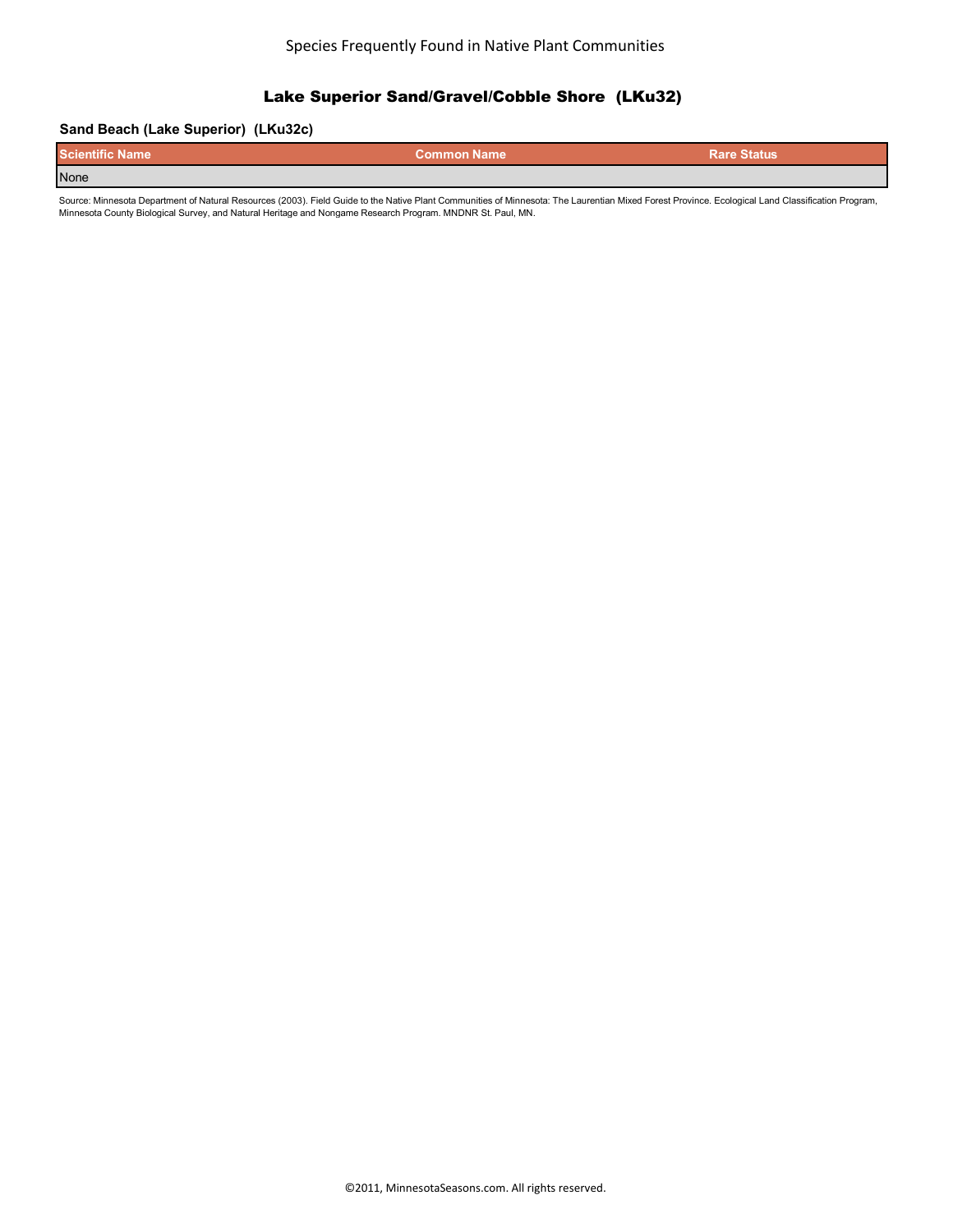# Species Frequently Found in Native Plant Communities

## Lake Superior Sand/Gravel/Cobble Shore (LKu32)

### Sand Beach (Lake Superior) (LKu32c)

| Scientific Name | Common Name | Rare Status |
| --- | --- | --- |
| None | | |

Source: Minnesota Department of Natural Resources (2003). Field Guide to the Native Plant Communities of Minnesota: The Laurentian Mixed Forest Province. Ecological Land Classification Program, Minnesota County Biological Survey, and Natural Heritage and Nongame Research Program. MNDNR St. Paul, MN.

©2011, MinnesotaSeasons.com. All rights reserved.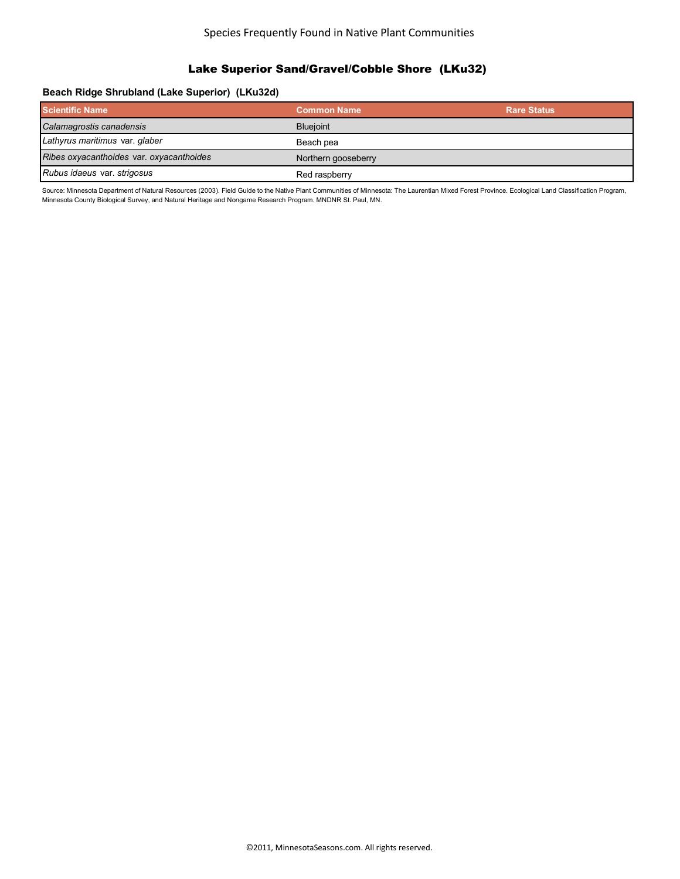# Lake Superior Sand/Gravel/Cobble Shore (LKu32)

### Beach Ridge Shrubland (Lake Superior) (LKu32d)

| Scientific Name | Common Name | Rare Status |
|---|---|---|
| *Calamagrostis canadensis* | Bluejoint | |
| *Lathyrus maritimus* var. *glaber* | Beach pea | |
| *Ribes oxyacanthoides* var. *oxyacanthoides* | Northern gooseberry | |
| *Rubus idaeus* var. *strigosus* | Red raspberry | |

Source: Minnesota Department of Natural Resources (2003). Field Guide to the Native Plant Communities of Minnesota: The Laurentian Mixed Forest Province. Ecological Land Classification Program, Minnesota County Biological Survey, and Natural Heritage and Nongame Research Program. MNDNR St. Paul, MN.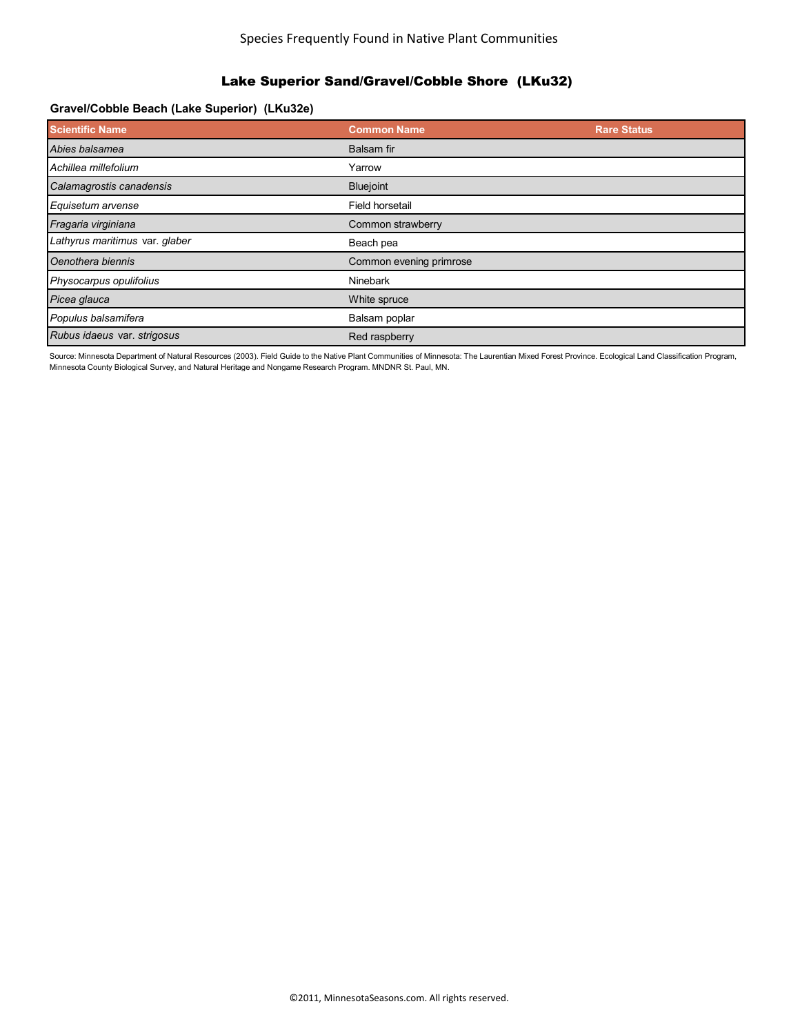## Lake Superior Sand/Gravel/Cobble Shore (LKu32)

### Gravel/Cobble Beach (Lake Superior) (LKu32e)

| Scientific Name | Common Name | Rare Status |
|---|---|---|
| *Abies balsamea* | Balsam fir | |
| *Achillea millefolium* | Yarrow | |
| *Calamagrostis canadensis* | Bluejoint | |
| *Equisetum arvense* | Field horsetail | |
| *Fragaria virginiana* | Common strawberry | |
| *Lathyrus maritimus* var. *glaber* | Beach pea | |
| *Oenothera biennis* | Common evening primrose | |
| *Physocarpus opulifolius* | Ninebark | |
| *Picea glauca* | White spruce | |
| *Populus balsamifera* | Balsam poplar | |
| *Rubus idaeus* var. *strigosus* | Red raspberry | |

Source: Minnesota Department of Natural Resources (2003). Field Guide to the Native Plant Communities of Minnesota: The Laurentian Mixed Forest Province. Ecological Land Classification Program, Minnesota County Biological Survey, and Natural Heritage and Nongame Research Program. MNDNR St. Paul, MN.